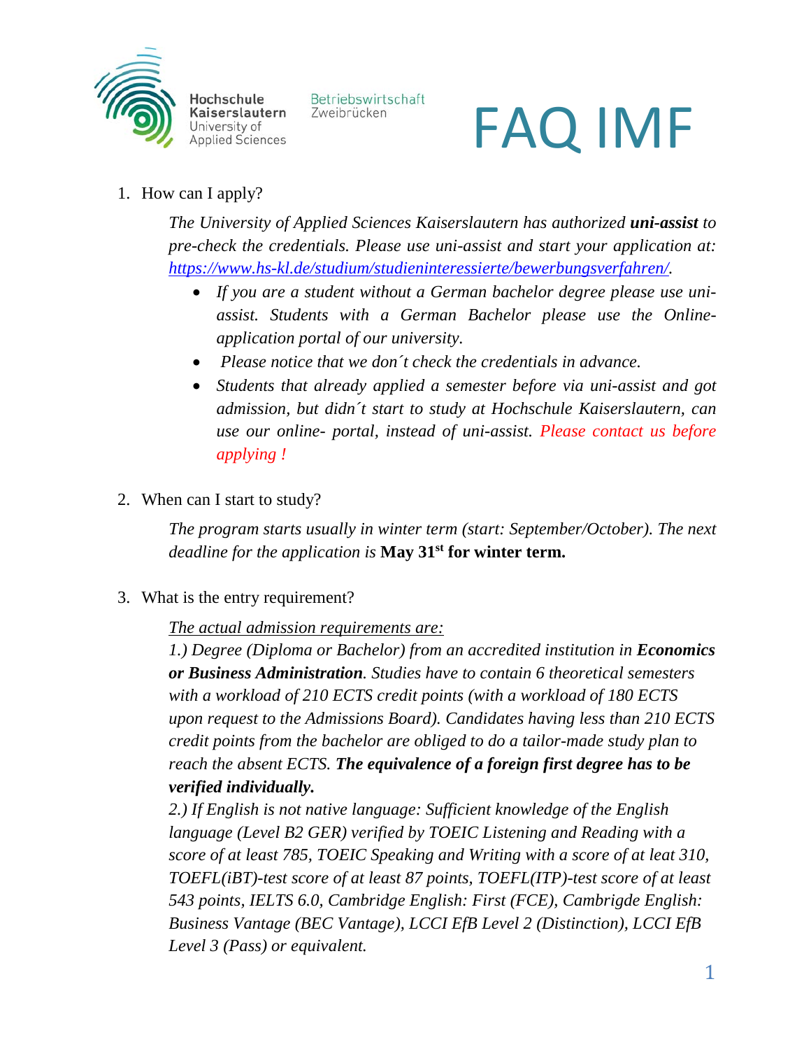Hochschule Kaiserslautern
University of Applied Sciences

Betriebswirtschaft
Zweibrücken

# FAQ IMF

1. How can I apply?

   *The University of Applied Sciences Kaiserslautern has authorized* ***uni-assist*** *to pre-check the credentials. Please use uni-assist and start your application at:* *[https://www.hs-kl.de/studium/studieninteressierte/bewerbungsverfahren/](https://www.hs-kl.de/studium/studieninteressierte/bewerbungsverfahren/).*

   - *If you are a student without a German bachelor degree please use uni-assist. Students with a German Bachelor please use the Online-application portal of our university.*
   - *Please notice that we don´t check the credentials in advance.*
   - *Students that already applied a semester before via uni-assist and got admission, but didn´t start to study at Hochschule Kaiserslautern, can use our online- portal, instead of uni-assist. Please contact us before applying !*

2. When can I start to study?

   *The program starts usually in winter term (start: September/October). The next deadline for the application is* **May 31st for winter term.**

3. What is the entry requirement?

   *The actual admission requirements are:*
   *1.) Degree (Diploma or Bachelor) from an accredited institution in* ***Economics or Business Administration****. Studies have to contain 6 theoretical semesters with a workload of 210 ECTS credit points (with a workload of 180 ECTS upon request to the Admissions Board). Candidates having less than 210 ECTS credit points from the bachelor are obliged to do a tailor-made study plan to reach the absent ECTS.* ***The equivalence of a foreign first degree has to be verified individually.***
   *2.) If English is not native language: Sufficient knowledge of the English language (Level B2 GER) verified by TOEIC Listening and Reading with a score of at least 785, TOEIC Speaking and Writing with a score of at leat 310, TOEFL(iBT)-test score of at least 87 points, TOEFL(ITP)-test score of at least 543 points, IELTS 6.0, Cambridge English: First (FCE), Cambrigde English: Business Vantage (BEC Vantage), LCCI EfB Level 2 (Distinction), LCCI EfB Level 3 (Pass) or equivalent.*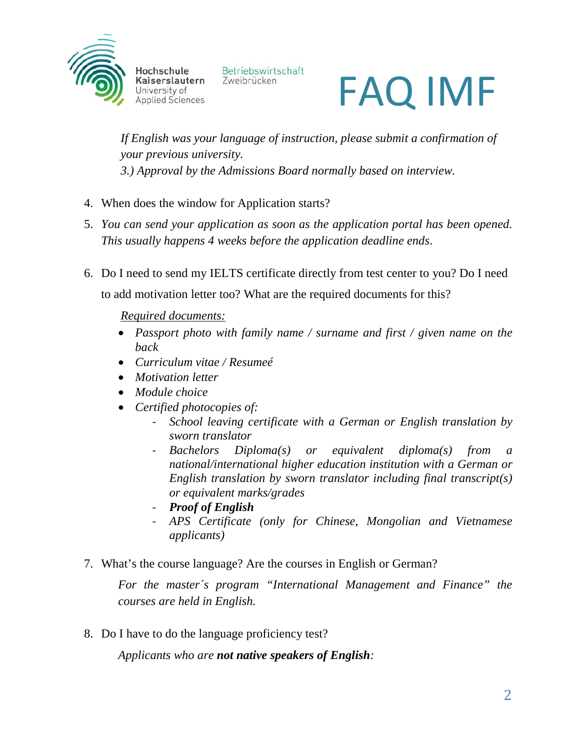*If English was your language of instruction, please submit a confirmation of your previous university.*

*3.) Approval by the Admissions Board normally based on interview.*

4. When does the window for Application starts?
5. *You can send your application as soon as the application portal has been opened. This usually happens 4 weeks before the application deadline ends.*

6. Do I need to send my IELTS certificate directly from test center to you? Do I need to add motivation letter too? What are the required documents for this?

   *Required documents:*

   - *Passport photo with family name / surname and first / given name on the back*
   - *Curriculum vitae / Resumeé*
   - *Motivation letter*
   - *Module choice*
   - *Certified photocopies of:*
     - *School leaving certificate with a German or English translation by sworn translator*
     - *Bachelors Diploma(s) or equivalent diploma(s) from a national/international higher education institution with a German or English translation by sworn translator including final transcript(s) or equivalent marks/grades*
     - ***Proof of English***
     - *APS Certificate (only for Chinese, Mongolian and Vietnamese applicants)*

7. What's the course language? Are the courses in English or German?

   *For the master´s program "International Management and Finance" the courses are held in English.*

8. Do I have to do the language proficiency test?

   *Applicants who are* ***not native speakers of English****:*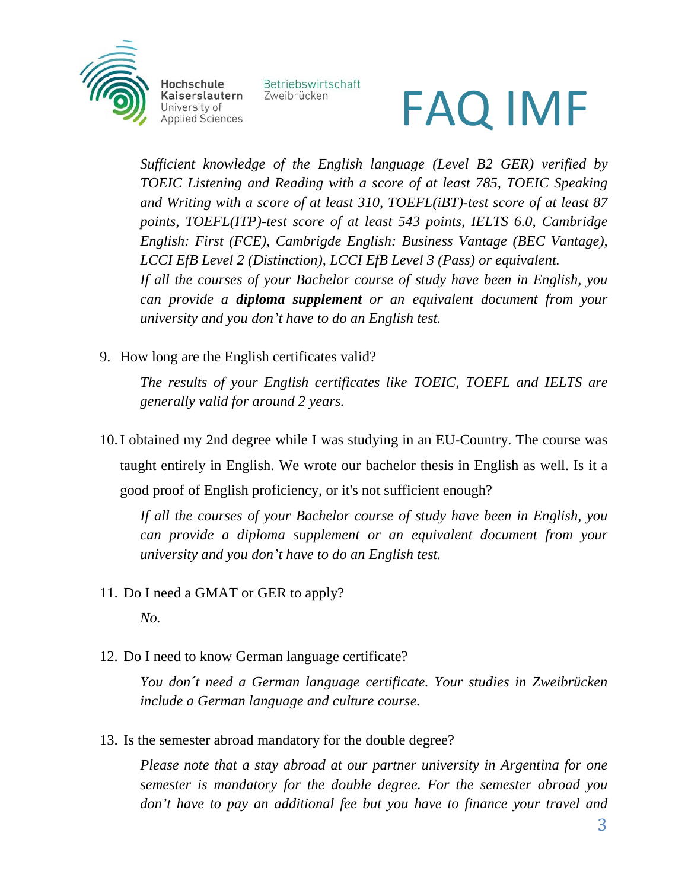*Sufficient knowledge of the English language (Level B2 GER) verified by TOEIC Listening and Reading with a score of at least 785, TOEIC Speaking and Writing with a score of at least 310, TOEFL(iBT)-test score of at least 87 points, TOEFL(ITP)-test score of at least 543 points, IELTS 6.0, Cambridge English: First (FCE), Cambrigde English: Business Vantage (BEC Vantage), LCCI EfB Level 2 (Distinction), LCCI EfB Level 3 (Pass) or equivalent.*

*If all the courses of your Bachelor course of study have been in English, you can provide a* ***diploma supplement*** *or an equivalent document from your university and you don't have to do an English test.*

9. How long are the English certificates valid?

   *The results of your English certificates like TOEIC, TOEFL and IELTS are generally valid for around 2 years.*

10. I obtained my 2nd degree while I was studying in an EU-Country. The course was taught entirely in English. We wrote our bachelor thesis in English as well. Is it a good proof of English proficiency, or it's not sufficient enough?

    *If all the courses of your Bachelor course of study have been in English, you can provide a diploma supplement or an equivalent document from your university and you don't have to do an English test.*

11. Do I need a GMAT or GER to apply?

    *No.*

12. Do I need to know German language certificate?

    *You don´t need a German language certificate. Your studies in Zweibrücken include a German language and culture course.*

13. Is the semester abroad mandatory for the double degree?

    *Please note that a stay abroad at our partner university in Argentina for one semester is mandatory for the double degree. For the semester abroad you don't have to pay an additional fee but you have to finance your travel and*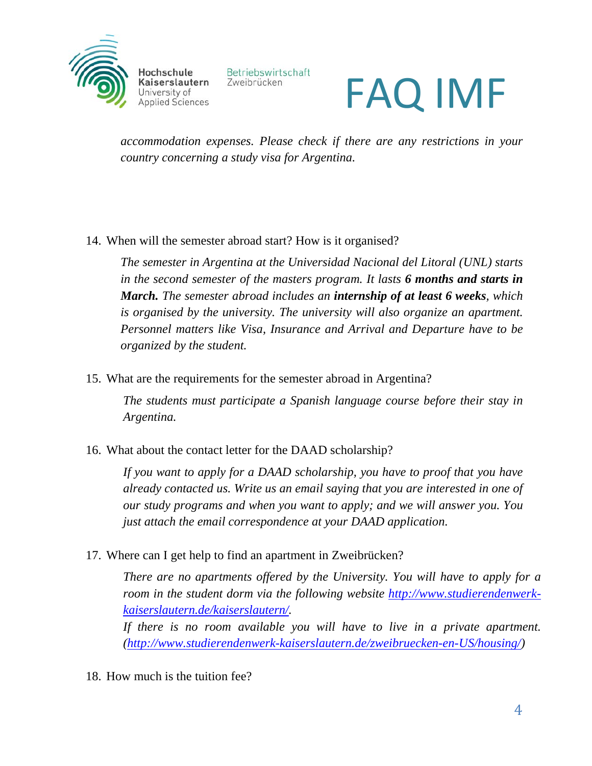*accommodation expenses. Please check if there are any restrictions in your country concerning a study visa for Argentina.*

14. When will the semester abroad start? How is it organised?

    *The semester in Argentina at the Universidad Nacional del Litoral (UNL) starts in the second semester of the masters program. It lasts* ***6 months and starts in March.*** *The semester abroad includes an* ***internship of at least 6 weeks****, which is organised by the university. The university will also organize an apartment. Personnel matters like Visa, Insurance and Arrival and Departure have to be organized by the student.*

15. What are the requirements for the semester abroad in Argentina?

    *The students must participate a Spanish language course before their stay in Argentina.*

16. What about the contact letter for the DAAD scholarship?

    *If you want to apply for a DAAD scholarship, you have to proof that you have already contacted us. Write us an email saying that you are interested in one of our study programs and when you want to apply; and we will answer you. You just attach the email correspondence at your DAAD application.*

17. Where can I get help to find an apartment in Zweibrücken?

    *There are no apartments offered by the University. You will have to apply for a room in the student dorm via the following website [http://www.studierendenwerk-kaiserslautern.de/kaiserslautern/](http://www.studierendenwerk-kaiserslautern.de/kaiserslautern/).*
    *If there is no room available you will have to live in a private apartment. ([http://www.studierendenwerk-kaiserslautern.de/zweibruecken-en-US/housing/](http://www.studierendenwerk-kaiserslautern.de/zweibruecken-en-US/housing/))*

18. How much is the tuition fee?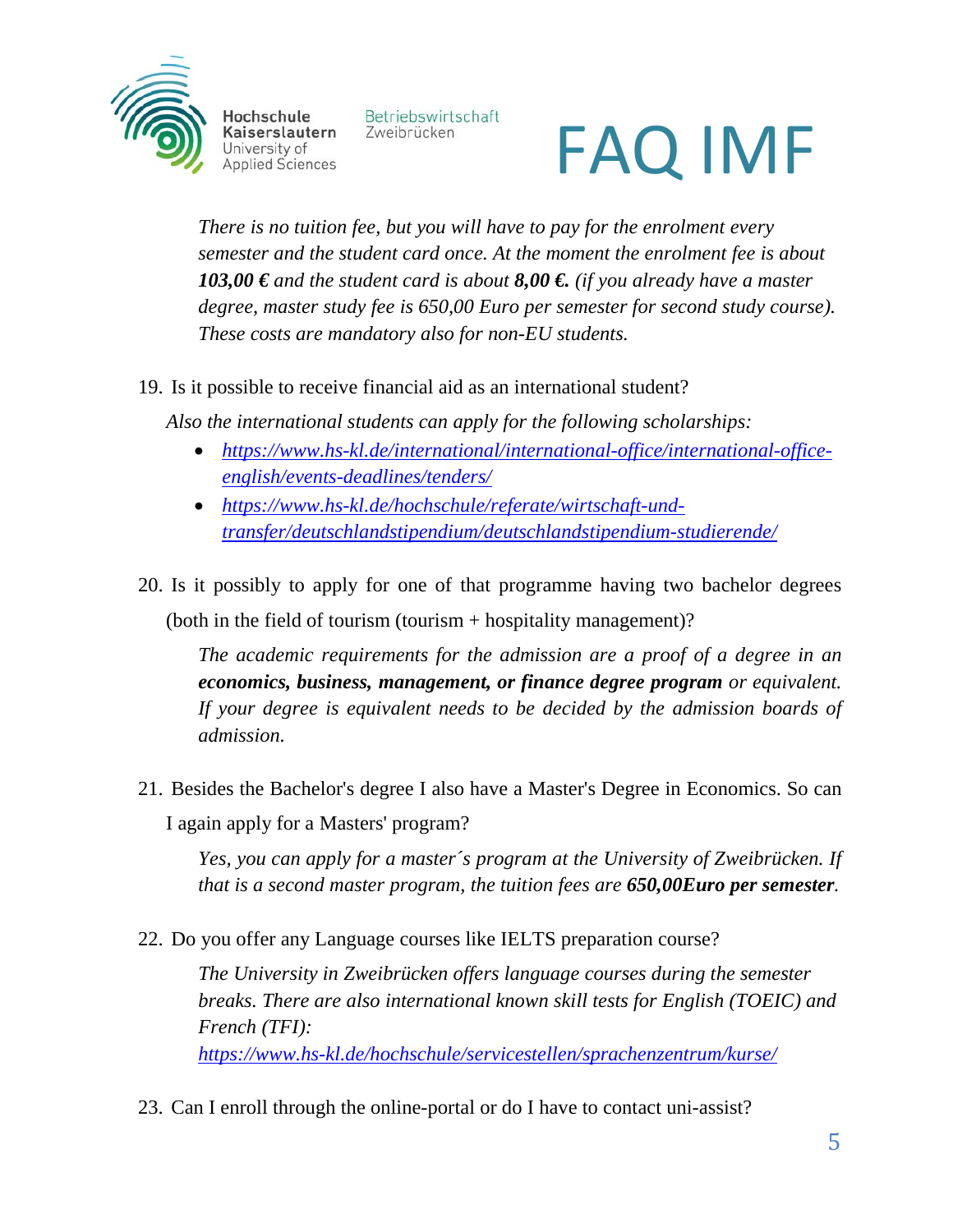*There is no tuition fee, but you will have to pay for the enrolment every semester and the student card once. At the moment the enrolment fee is about **103,00 €** and the student card is about **8,00 €.** (if you already have a master degree, master study fee is 650,00 Euro per semester for second study course). These costs are mandatory also for non-EU students.*

19. Is it possible to receive financial aid as an international student?

    *Also the international students can apply for the following scholarships:*

    - *https://www.hs-kl.de/international/international-office/international-office-english/events-deadlines/tenders/*
    - *https://www.hs-kl.de/hochschule/referate/wirtschaft-und-transfer/deutschlandstipendium/deutschlandstipendium-studierende/*

20. Is it possibly to apply for one of that programme having two bachelor degrees (both in the field of tourism (tourism + hospitality management)?

    *The academic requirements for the admission are a proof of a degree in an **economics, business, management, or finance degree program** or equivalent. If your degree is equivalent needs to be decided by the admission boards of admission.*

21. Besides the Bachelor's degree I also have a Master's Degree in Economics. So can I again apply for a Masters' program?

    *Yes, you can apply for a master´s program at the University of Zweibrücken. If that is a second master program, the tuition fees are **650,00Euro per semester**.*

22. Do you offer any Language courses like IELTS preparation course?

    *The University in Zweibrücken offers language courses during the semester breaks. There are also international known skill tests for English (TOEIC) and French (TFI):*
    *https://www.hs-kl.de/hochschule/servicestellen/sprachenzentrum/kurse/*

23. Can I enroll through the online-portal or do I have to contact uni-assist?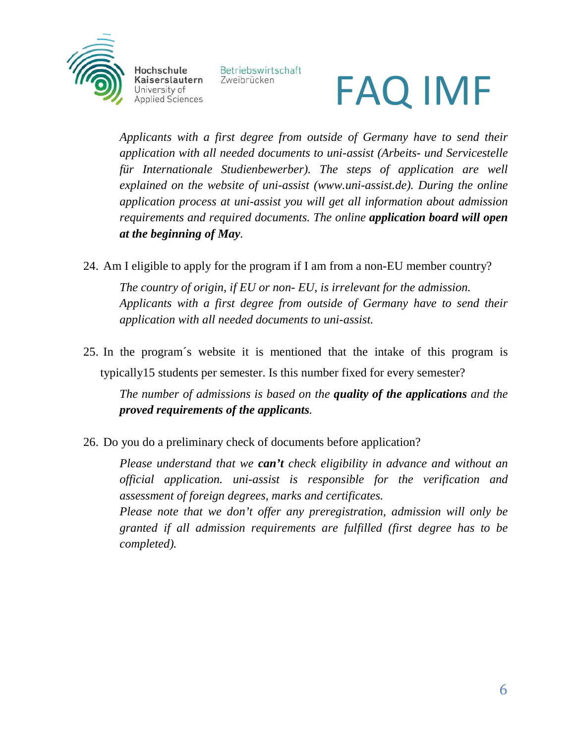*Applicants with a first degree from outside of Germany have to send their application with all needed documents to uni-assist (Arbeits- und Servicestelle für Internationale Studienbewerber). The steps of application are well explained on the website of uni-assist (www.uni-assist.de). During the online application process at uni-assist you will get all information about admission requirements and required documents. The online* ***application board will open at the beginning of May****.*

24. Am I eligible to apply for the program if I am from a non-EU member country?

    *The country of origin, if EU or non- EU, is irrelevant for the admission.*
    *Applicants with a first degree from outside of Germany have to send their application with all needed documents to uni-assist.*

25. In the program´s website it is mentioned that the intake of this program is typically15 students per semester. Is this number fixed for every semester?

    *The number of admissions is based on the* ***quality of the applications*** *and the* ***proved requirements of the applicants****.*

26. Do you do a preliminary check of documents before application?

    *Please understand that we* ***can't*** *check eligibility in advance and without an official application. uni-assist is responsible for the verification and assessment of foreign degrees, marks and certificates.*
    *Please note that we don't offer any preregistration, admission will only be granted if all admission requirements are fulfilled (first degree has to be completed).*